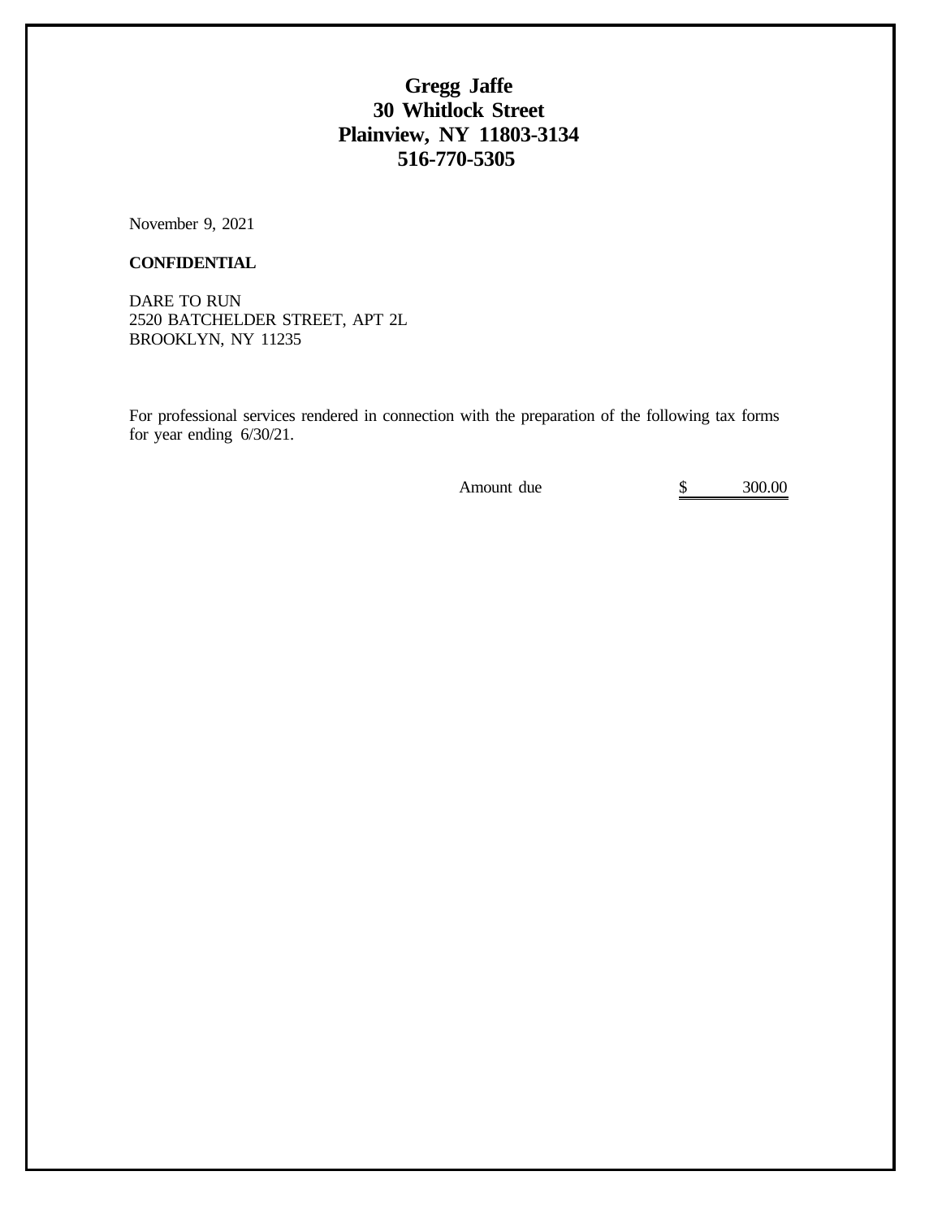**Gregg Jaffe**
**30 Whitlock Street**
**Plainview, NY 11803-3134**
**516-770-5305**

November 9, 2021

**CONFIDENTIAL**

DARE TO RUN
2520 BATCHELDER STREET, APT 2L
BROOKLYN, NY 11235

For professional services rendered in connection with the preparation of the following tax forms for year ending 6/30/21.

| | | |
|---|---|---|
| Amount due | $ | 300.00 |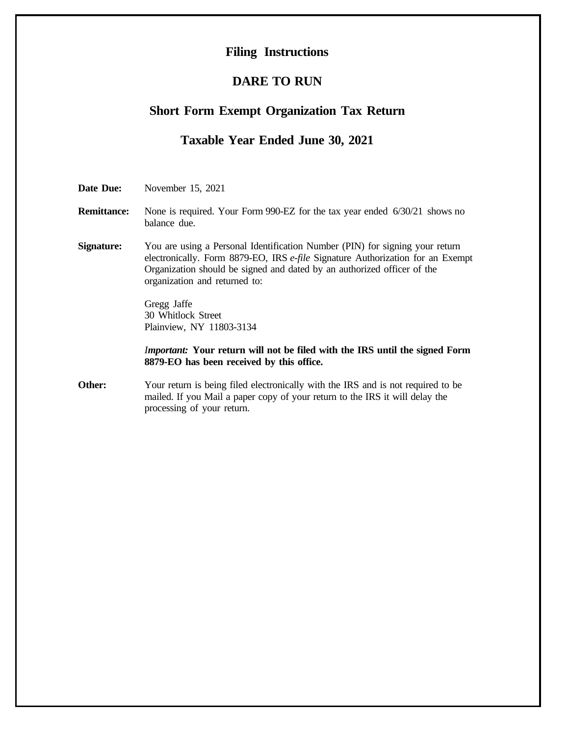# Filing Instructions

## DARE TO RUN

## Short Form Exempt Organization Tax Return

## Taxable Year Ended June 30, 2021

| | |
|---|---|
| **Date Due:** | November 15, 2021 |
| **Remittance:** | None is required. Your Form 990-EZ for the tax year ended 6/30/21 shows no balance due. |
| **Signature:** | You are using a Personal Identification Number (PIN) for signing your return electronically. Form 8879-EO, IRS *e-file* Signature Authorization for an Exempt Organization should be signed and dated by an authorized officer of the organization and returned to:<br><br>Gregg Jaffe<br>30 Whitlock Street<br>Plainview, NY 11803-3134<br><br>***Important:*** **Your return will not be filed with the IRS until the signed Form 8879-EO has been received by this office.** |
| **Other:** | Your return is being filed electronically with the IRS and is not required to be mailed. If you Mail a paper copy of your return to the IRS it will delay the processing of your return. |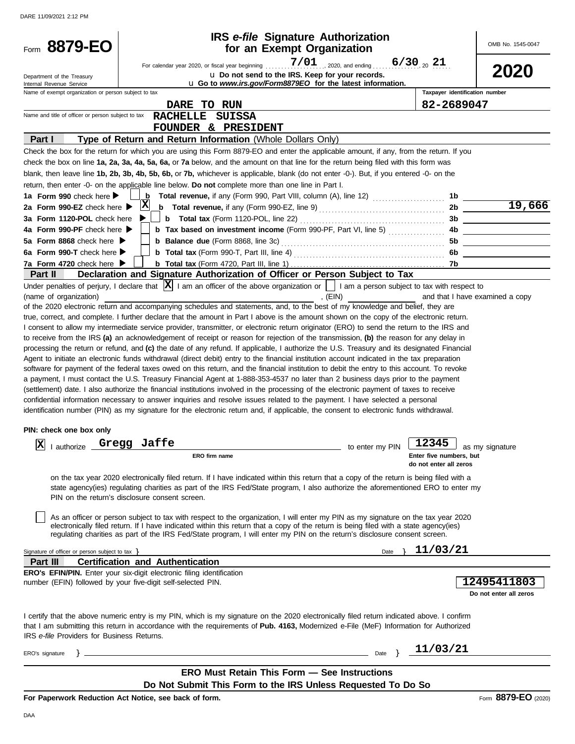DARE 11/09/2021 2:12 PM

Form **8879-EO**

Department of the Treasury
Internal Revenue Service

# IRS *e-file* Signature Authorization for an Exempt Organization

For calendar year 2020, or fiscal year beginning 7/01, 2020, and ending 6/30, 20 21

u Do not send to the IRS. Keep for your records.

u Go to *www.irs.gov/Form8879EO* for the latest information.

OMB No. 1545-0047

**2020**

Name of exempt organization or person subject to tax: DARE TO RUN

Taxpayer identification number: 82-2689047

Name and title of officer or person subject to tax: RACHELLE SUISSA, FOUNDER & PRESIDENT

## Part I Type of Return and Return Information (Whole Dollars Only)

Check the box for the return for which you are using this Form 8879-EO and enter the applicable amount, if any, from the return. If you check the box on line **1a, 2a, 3a, 4a, 5a, 6a,** or **7a** below, and the amount on that line for the return being filed with this form was blank, then leave line **1b, 2b, 3b, 4b, 5b, 6b,** or **7b,** whichever is applicable, blank (do not enter -0-). But, if you entered -0- on the return, then enter -0- on the applicable line below. **Do not** complete more than one line in Part I.

| Line | Check | Description | Line | Amount |
|---|---|---|---|---|
| **1a Form 990** check here | [ ] | **b Total revenue,** if any (Form 990, Part VIII, column (A), line 12) | 1b | |
| **2a Form 990-EZ** check here | [X] | **b Total revenue,** if any (Form 990-EZ, line 9) | 2b | 19,666 |
| **3a Form 1120-POL** check here | [ ] | **b Total tax** (Form 1120-POL, line 22) | 3b | |
| **4a Form 990-PF** check here | [ ] | **b Tax based on investment income** (Form 990-PF, Part VI, line 5) | 4b | |
| **5a Form 8868** check here | [ ] | **b Balance due** (Form 8868, line 3c) | 5b | |
| **6a Form 990-T** check here | [ ] | **b Total tax** (Form 990-T, Part III, line 4) | 6b | |
| **7a Form 4720** check here | [ ] | **b Total tax** (Form 4720, Part III, line 1) | 7b | |

## Part II Declaration and Signature Authorization of Officer or Person Subject to Tax

Under penalties of perjury, I declare that [X] I am an officer of the above organization or [ ] I am a person subject to tax with respect to (name of organization) \_\_\_\_\_\_\_\_, (EIN) \_\_\_\_\_\_\_\_ and that I have examined a copy of the 2020 electronic return and accompanying schedules and statements, and, to the best of my knowledge and belief, they are true, correct, and complete. I further declare that the amount in Part I above is the amount shown on the copy of the electronic return. I consent to allow my intermediate service provider, transmitter, or electronic return originator (ERO) to send the return to the IRS and to receive from the IRS **(a)** an acknowledgement of receipt or reason for rejection of the transmission, **(b)** the reason for any delay in processing the return or refund, and **(c)** the date of any refund. If applicable, I authorize the U.S. Treasury and its designated Financial Agent to initiate an electronic funds withdrawal (direct debit) entry to the financial institution account indicated in the tax preparation software for payment of the federal taxes owed on this return, and the financial institution to debit the entry to this account. To revoke a payment, I must contact the U.S. Treasury Financial Agent at 1-888-353-4537 no later than 2 business days prior to the payment (settlement) date. I also authorize the financial institutions involved in the processing of the electronic payment of taxes to receive confidential information necessary to answer inquiries and resolve issues related to the payment. I have selected a personal identification number (PIN) as my signature for the electronic return and, if applicable, the consent to electronic funds withdrawal.

**PIN: check one box only**

[X] I authorize Gregg Jaffe (ERO firm name) to enter my PIN 12345 (Enter five numbers, but do not enter all zeros) as my signature on the tax year 2020 electronically filed return. If I have indicated within this return that a copy of the return is being filed with a state agency(ies) regulating charities as part of the IRS Fed/State program, I also authorize the aforementioned ERO to enter my PIN on the return's disclosure consent screen.

[ ] As an officer or person subject to tax with respect to the organization, I will enter my PIN as my signature on the tax year 2020 electronically filed return. If I have indicated within this return that a copy of the return is being filed with a state agency(ies) regulating charities as part of the IRS Fed/State program, I will enter my PIN on the return's disclosure consent screen.

Signature of officer or person subject to tax } \_\_\_\_\_\_\_\_ Date } 11/03/21

## Part III Certification and Authentication

**ERO's EFIN/PIN.** Enter your six-digit electronic filing identification number (EFIN) followed by your five-digit self-selected PIN.

12495411803 (Do not enter all zeros)

I certify that the above numeric entry is my PIN, which is my signature on the 2020 electronically filed return indicated above. I confirm that I am submitting this return in accordance with the requirements of **Pub. 4163,** Modernized e-File (MeF) Information for Authorized IRS *e-file* Providers for Business Returns.

ERO's signature } \_\_\_\_\_\_\_\_ Date } 11/03/21

**ERO Must Retain This Form — See Instructions**

**Do Not Submit This Form to the IRS Unless Requested To Do So**

**For Paperwork Reduction Act Notice, see back of form.**

Form **8879-EO** (2020)

DAA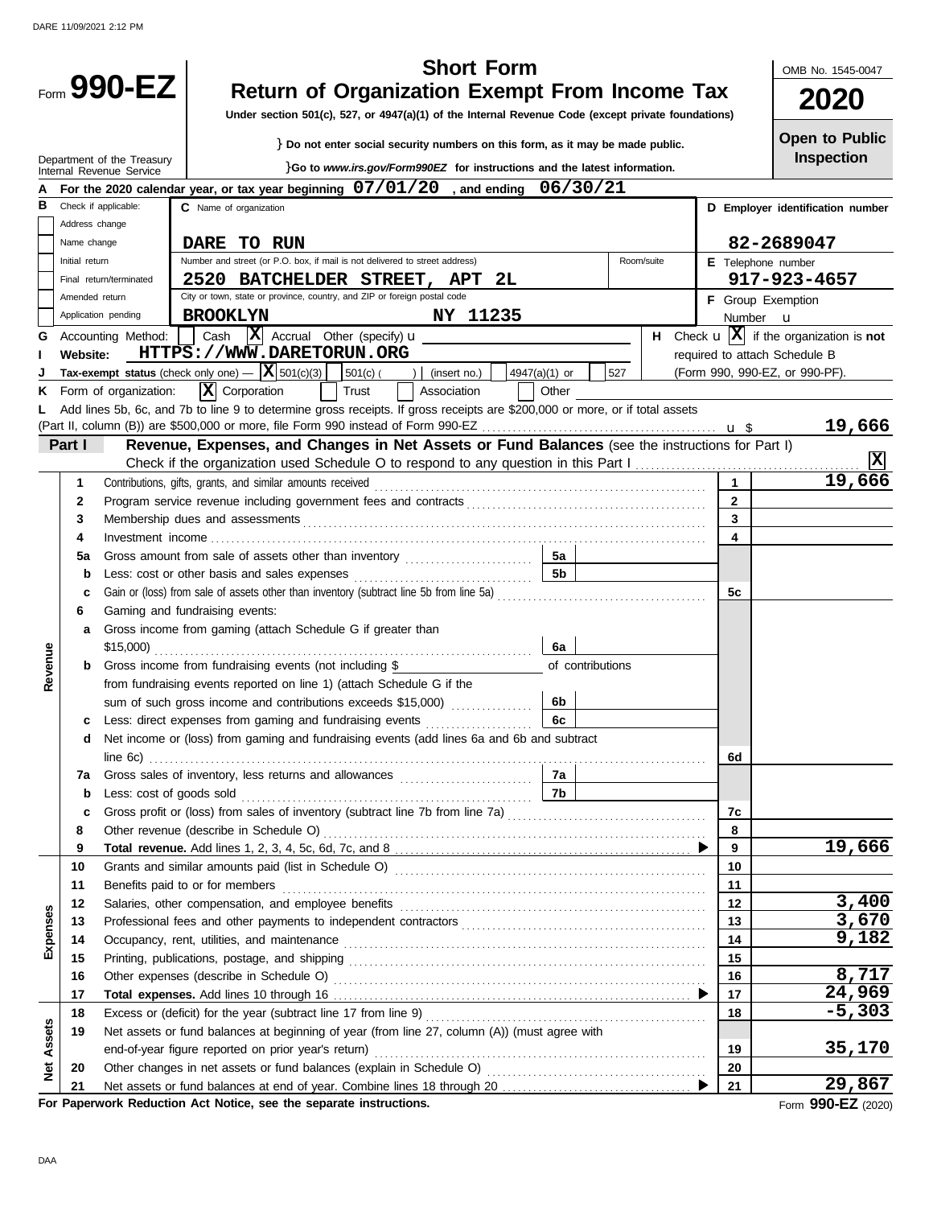DARE 11/09/2021 2:12 PM

# Form 990-EZ

## Short Form
## Return of Organization Exempt From Income Tax

**Under section 501(c), 527, or 4947(a)(1) of the Internal Revenue Code (except private foundations)**

Department of the Treasury
Internal Revenue Service

} Do not enter social security numbers on this form, as it may be made public.

}Go to *www.irs.gov/Form990EZ* for instructions and the latest information.

OMB No. 1545-0047

**2020**

**Open to Public Inspection**

**A** For the 2020 calendar year, or tax year beginning **07/01/20**, and ending **06/30/21**

**B** Check if applicable:
- [ ] Address change
- [ ] Name change
- [ ] Initial return
- [ ] Final return/terminated
- [ ] Amended return
- [ ] Application pending

**C** Name of organization: **DARE TO RUN**

Number and street (or P.O. box, if mail is not delivered to street address) / Room/suite: **2520 BATCHELDER STREET, APT 2L**

City or town, state or province, country, and ZIP or foreign postal code: **BROOKLYN NY 11235**

**D** Employer identification number: **82-2689047**

**E** Telephone number: **917-923-4657**

**F** Group Exemption Number u

**G** Accounting Method: [ ] Cash [X] Accrual Other (specify) u

**H** Check u [X] if the organization is **not** required to attach Schedule B (Form 990, 990-EZ, or 990-PF).

**I** Website: **HTTPS://WWW.DARETORUN.ORG**

**J** Tax-exempt status (check only one) — [X] 501(c)(3) [ ] 501(c) ( ) (insert no.) [ ] 4947(a)(1) or [ ] 527

**K** Form of organization: [X] Corporation [ ] Trust [ ] Association [ ] Other

**L** Add lines 5b, 6c, and 7b to line 9 to determine gross receipts. If gross receipts are $200,000 or more, or if total assets (Part II, column (B)) are $500,000 or more, file Form 990 instead of Form 990-EZ u $ **19,666**

## Part I — Revenue, Expenses, and Changes in Net Assets or Fund Balances (see the instructions for Part I)

Check if the organization used Schedule O to respond to any question in this Part I [X]

| Section | Line | Description | Sub-line | Sub-amount | Line | Amount |
|---|---|---|---|---|---|---|
| Revenue | 1 | Contributions, gifts, grants, and similar amounts received | | | 1 | 19,666 |
| | 2 | Program service revenue including government fees and contracts | | | 2 | |
| | 3 | Membership dues and assessments | | | 3 | |
| | 4 | Investment income | | | 4 | |
| | 5a | Gross amount from sale of assets other than inventory | 5a | | | |
| | b | Less: cost or other basis and sales expenses | 5b | | | |
| | c | Gain or (loss) from sale of assets other than inventory (subtract line 5b from line 5a) | | | 5c | |
| | 6 | Gaming and fundraising events: | | | | |
| | a | Gross income from gaming (attach Schedule G if greater than $15,000) | 6a | | | |
| | b | Gross income from fundraising events (not including $ of contributions from fundraising events reported on line 1) (attach Schedule G if the sum of such gross income and contributions exceeds $15,000) | 6b | | | |
| | c | Less: direct expenses from gaming and fundraising events | 6c | | | |
| | d | Net income or (loss) from gaming and fundraising events (add lines 6a and 6b and subtract line 6c) | | | 6d | |
| | 7a | Gross sales of inventory, less returns and allowances | 7a | | | |
| | b | Less: cost of goods sold | 7b | | | |
| | c | Gross profit or (loss) from sales of inventory (subtract line 7b from line 7a) | | | 7c | |
| | 8 | Other revenue (describe in Schedule O) | | | 8 | |
| | 9 | **Total revenue.** Add lines 1, 2, 3, 4, 5c, 6d, 7c, and 8 | | | 9 | 19,666 |
| Expenses | 10 | Grants and similar amounts paid (list in Schedule O) | | | 10 | |
| | 11 | Benefits paid to or for members | | | 11 | |
| | 12 | Salaries, other compensation, and employee benefits | | | 12 | 3,400 |
| | 13 | Professional fees and other payments to independent contractors | | | 13 | 3,670 |
| | 14 | Occupancy, rent, utilities, and maintenance | | | 14 | 9,182 |
| | 15 | Printing, publications, postage, and shipping | | | 15 | |
| | 16 | Other expenses (describe in Schedule O) | | | 16 | 8,717 |
| | 17 | **Total expenses.** Add lines 10 through 16 | | | 17 | 24,969 |
| Net Assets | 18 | Excess or (deficit) for the year (subtract line 17 from line 9) | | | 18 | -5,303 |
| | 19 | Net assets or fund balances at beginning of year (from line 27, column (A)) (must agree with end-of-year figure reported on prior year's return) | | | 19 | 35,170 |
| | 20 | Other changes in net assets or fund balances (explain in Schedule O) | | | 20 | |
| | 21 | Net assets or fund balances at end of year. Combine lines 18 through 20 | | | 21 | 29,867 |

**For Paperwork Reduction Act Notice, see the separate instructions.**

Form **990-EZ** (2020)

DAA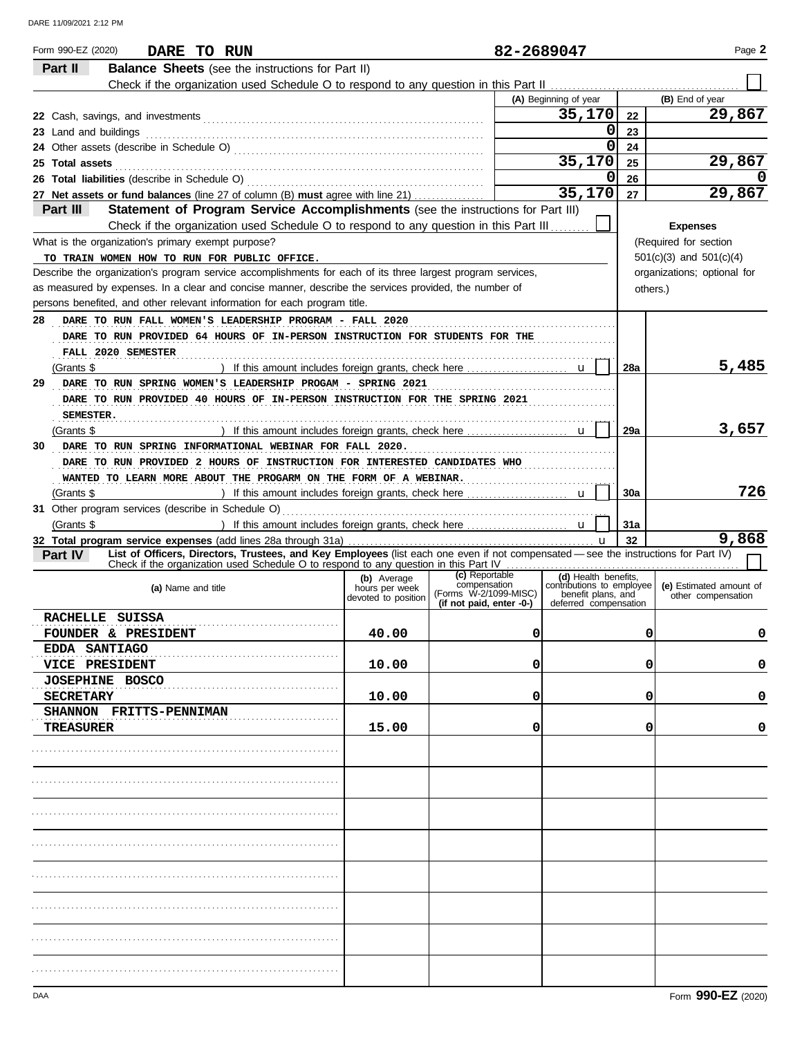Form 990-EZ (2020) **DARE TO RUN** **82-2689047** Page **2**

## Part II Balance Sheets (see the instructions for Part II)

Check if the organization used Schedule O to respond to any question in this Part II ☐

| | (A) Beginning of year | | (B) End of year |
|---|---|---|---|
| 22 Cash, savings, and investments | 35,170 | 22 | 29,867 |
| 23 Land and buildings | 0 | 23 | |
| 24 Other assets (describe in Schedule O) | 0 | 24 | |
| 25 **Total assets** | 35,170 | 25 | 29,867 |
| 26 **Total liabilities** (describe in Schedule O) | 0 | 26 | 0 |
| 27 **Net assets or fund balances** (line 27 of column (B) **must** agree with line 21) | 35,170 | 27 | 29,867 |

## Part III Statement of Program Service Accomplishments (see the instructions for Part III)

Check if the organization used Schedule O to respond to any question in this Part III ☐

**Expenses** (Required for section 501(c)(3) and 501(c)(4) organizations; optional for others.)

What is the organization's primary exempt purpose?

TO TRAIN WOMEN HOW TO RUN FOR PUBLIC OFFICE.

Describe the organization's program service accomplishments for each of its three largest program services, as measured by expenses. In a clear and concise manner, describe the services provided, the number of persons benefited, and other relevant information for each program title.

**28** DARE TO RUN FALL WOMEN'S LEADERSHIP PROGRAM - FALL 2020
DARE TO RUN PROVIDED 64 HOURS OF IN-PERSON INSTRUCTION FOR STUDENTS FOR THE FALL 2020 SEMESTER
(Grants $ ) If this amount includes foreign grants, check here ☐ — **28a** 5,485

**29** DARE TO RUN SPRING WOMEN'S LEADERSHIP PROGAM - SPRING 2021
DARE TO RUN PROVIDED 40 HOURS OF IN-PERSON INSTRUCTION FOR THE SPRING 2021 SEMESTER.
(Grants $ ) If this amount includes foreign grants, check here ☐ — **29a** 3,657

**30** DARE TO RUN SPRING INFORMATIONAL WEBINAR FOR FALL 2020.
DARE TO RUN PROVIDED 2 HOURS OF INSTRUCTION FOR INTERESTED CANDIDATES WHO WANTED TO LEARN MORE ABOUT THE PROGARM ON THE FORM OF A WEBINAR.
(Grants $ ) If this amount includes foreign grants, check here ☐ — **30a** 726

**31** Other program services (describe in Schedule O)
(Grants $ ) If this amount includes foreign grants, check here ☐ — **31a**

**32 Total program service expenses** (add lines 28a through 31a) — **32** 9,868

## Part IV List of Officers, Directors, Trustees, and Key Employees (list each one even if not compensated — see the instructions for Part IV)

Check if the organization used Schedule O to respond to any question in this Part IV ☐

| (a) Name and title | (b) Average hours per week devoted to position | (c) Reportable compensation (Forms W-2/1099-MISC) (if not paid, enter -0-) | (d) Health benefits, contributions to employee benefit plans, and deferred compensation | (e) Estimated amount of other compensation |
|---|---|---|---|---|
| RACHELLE SUISSA<br>FOUNDER & PRESIDENT | 40.00 | 0 | 0 | 0 |
| EDDA SANTIAGO<br>VICE PRESIDENT | 10.00 | 0 | 0 | 0 |
| JOSEPHINE BOSCO<br>SECRETARY | 10.00 | 0 | 0 | 0 |
| SHANNON FRITTS-PENNIMAN<br>TREASURER | 15.00 | 0 | 0 | 0 |

Form **990-EZ** (2020)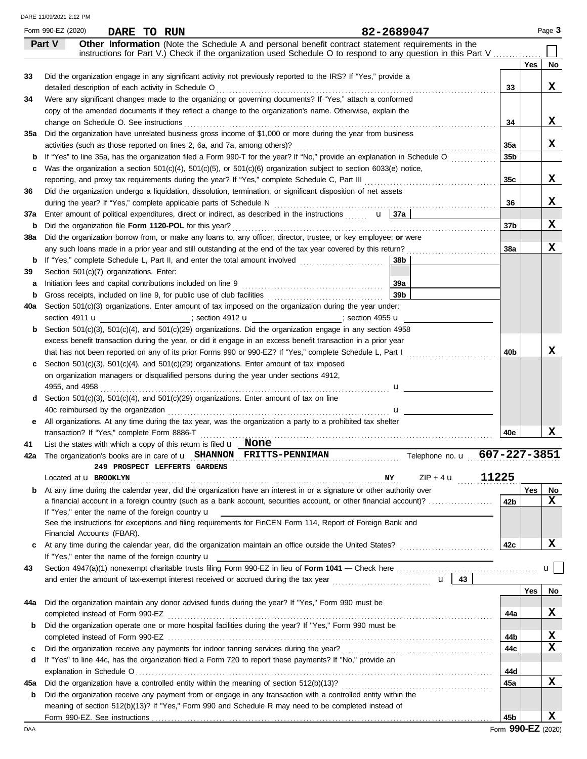Form 990-EZ (2020) **DARE TO RUN** **82-2689047** Page **3**

## Part V Other Information

(Note the Schedule A and personal benefit contract statement requirements in the instructions for Part V.) Check if the organization used Schedule O to respond to any question in this Part V ☐

| | | | Yes | No |
|---|---|---|---|---|
| **33** | Did the organization engage in any significant activity not previously reported to the IRS? If "Yes," provide a detailed description of each activity in Schedule O | **33** | | **X** |
| **34** | Were any significant changes made to the organizing or governing documents? If "Yes," attach a conformed copy of the amended documents if they reflect a change to the organization's name. Otherwise, explain the change on Schedule O. See instructions | **34** | | **X** |
| **35a** | Did the organization have unrelated business gross income of $1,000 or more during the year from business activities (such as those reported on lines 2, 6a, and 7a, among others)? | **35a** | | **X** |
| **b** | If "Yes" to line 35a, has the organization filed a Form 990-T for the year? If "No," provide an explanation in Schedule O | **35b** | | |
| **c** | Was the organization a section 501(c)(4), 501(c)(5), or 501(c)(6) organization subject to section 6033(e) notice, reporting, and proxy tax requirements during the year? If "Yes," complete Schedule C, Part III | **35c** | | **X** |
| **36** | Did the organization undergo a liquidation, dissolution, termination, or significant disposition of net assets during the year? If "Yes," complete applicable parts of Schedule N | **36** | | **X** |
| **37a** | Enter amount of political expenditures, direct or indirect, as described in the instructions u **37a** | | | |
| **b** | Did the organization file **Form 1120-POL** for this year? | **37b** | | **X** |
| **38a** | Did the organization borrow from, or make any loans to, any officer, director, trustee, or key employee; **or** were any such loans made in a prior year and still outstanding at the end of the tax year covered by this return? | **38a** | | **X** |
| **b** | If "Yes," complete Schedule L, Part II, and enter the total amount involved **38b** | | | |
| **39** | Section 501(c)(7) organizations. Enter: | | | |
| **a** | Initiation fees and capital contributions included on line 9 **39a** | | | |
| **b** | Gross receipts, included on line 9, for public use of club facilities **39b** | | | |
| **40a** | Section 501(c)(3) organizations. Enter amount of tax imposed on the organization during the year under: section 4911 u ; section 4912 u ; section 4955 u | | | |
| **b** | Section 501(c)(3), 501(c)(4), and 501(c)(29) organizations. Did the organization engage in any section 4958 excess benefit transaction during the year, or did it engage in an excess benefit transaction in a prior year that has not been reported on any of its prior Forms 990 or 990-EZ? If "Yes," complete Schedule L, Part I | **40b** | | **X** |
| **c** | Section 501(c)(3), 501(c)(4), and 501(c)(29) organizations. Enter amount of tax imposed on organization managers or disqualified persons during the year under sections 4912, 4955, and 4958 u | | | |
| **d** | Section 501(c)(3), 501(c)(4), and 501(c)(29) organizations. Enter amount of tax on line 40c reimbursed by the organization u | | | |
| **e** | All organizations. At any time during the tax year, was the organization a party to a prohibited tax shelter transaction? If "Yes," complete Form 8886-T | **40e** | | **X** |

**41** List the states with which a copy of this return is filed u **None**

**42a** The organization's books are in care of u **SHANNON FRITTS-PENNIMAN** Telephone no. u **607-227-3851**

**249 PROSPECT LEFFERTS GARDENS**

Located at u **BROOKLYN** **NY** ZIP + 4 u **11225**

| | | | Yes | No |
|---|---|---|---|---|
| **b** | At any time during the calendar year, did the organization have an interest in or a signature or other authority over a financial account in a foreign country (such as a bank account, securities account, or other financial account)? If "Yes," enter the name of the foreign country u See the instructions for exceptions and filing requirements for FinCEN Form 114, Report of Foreign Bank and Financial Accounts (FBAR). | **42b** | | **X** |
| **c** | At any time during the calendar year, did the organization maintain an office outside the United States? If "Yes," enter the name of the foreign country u | **42c** | | **X** |

**43** Section 4947(a)(1) nonexempt charitable trusts filing Form 990-EZ in lieu of **Form 1041 —** Check here u ☐ and enter the amount of tax-exempt interest received or accrued during the tax year u **43**

| | | | Yes | No |
|---|---|---|---|---|
| **44a** | Did the organization maintain any donor advised funds during the year? If "Yes," Form 990 must be completed instead of Form 990-EZ | **44a** | | **X** |
| **b** | Did the organization operate one or more hospital facilities during the year? If "Yes," Form 990 must be completed instead of Form 990-EZ | **44b** | | **X** |
| **c** | Did the organization receive any payments for indoor tanning services during the year? | **44c** | | **X** |
| **d** | If "Yes" to line 44c, has the organization filed a Form 720 to report these payments? If "No," provide an explanation in Schedule O | **44d** | | |
| **45a** | Did the organization have a controlled entity within the meaning of section 512(b)(13)? | **45a** | | **X** |
| **b** | Did the organization receive any payment from or engage in any transaction with a controlled entity within the meaning of section 512(b)(13)? If "Yes," Form 990 and Schedule R may need to be completed instead of Form 990-EZ. See instructions | **45b** | | **X** |

Form **990-EZ** (2020)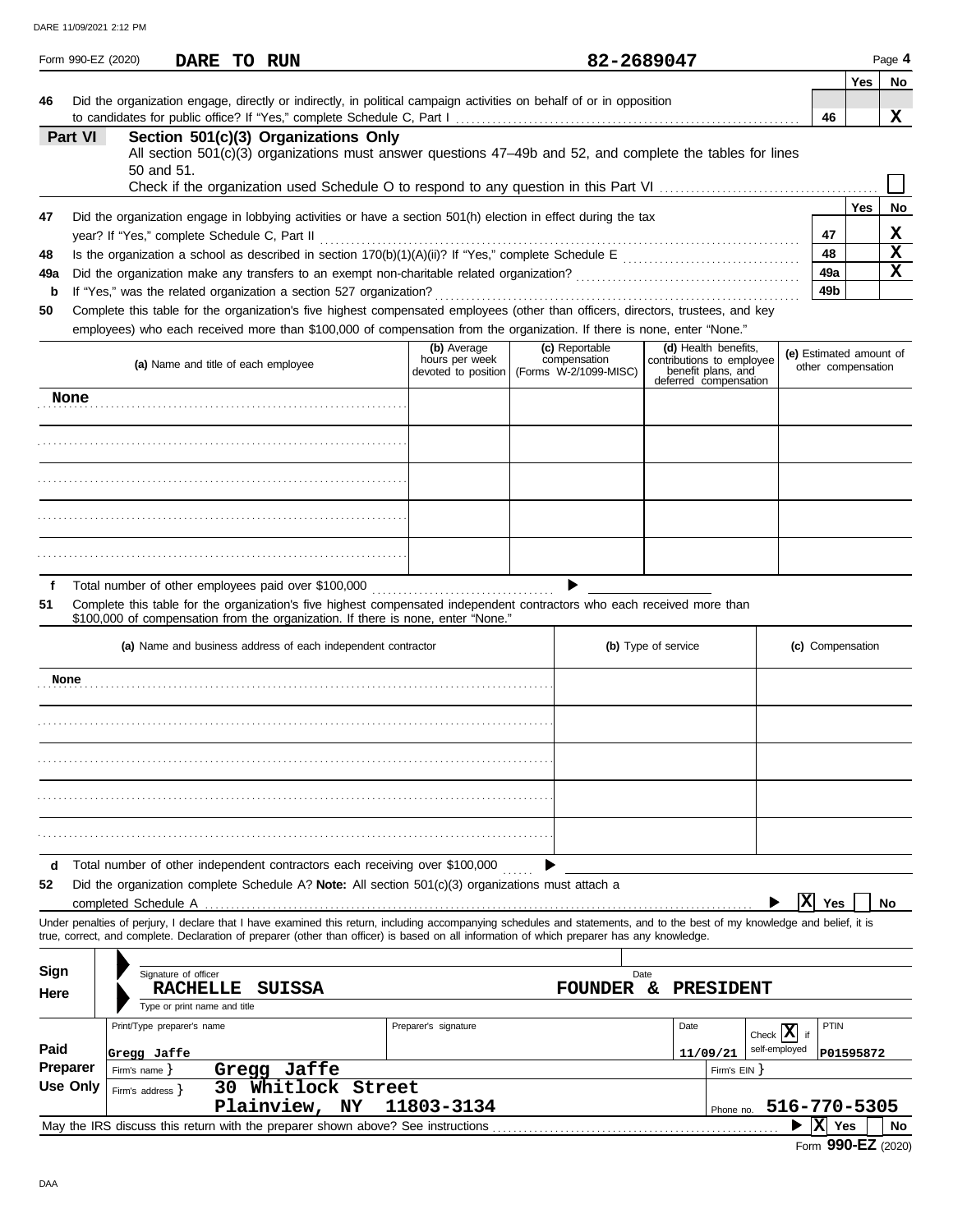Form 990-EZ (2020) **DARE TO RUN** **82-2689047** Page **4**

| | | | Yes | No |
|---|---|---|---|---|
| **46** | Did the organization engage, directly or indirectly, in political campaign activities on behalf of or in opposition to candidates for public office? If "Yes," complete Schedule C, Part I | 46 | | X |

## Part VI Section 501(c)(3) Organizations Only

All section 501(c)(3) organizations must answer questions 47–49b and 52, and complete the tables for lines 50 and 51.

Check if the organization used Schedule O to respond to any question in this Part VI ☐

| | | | Yes | No |
|---|---|---|---|---|
| **47** | Did the organization engage in lobbying activities or have a section 501(h) election in effect during the tax year? If "Yes," complete Schedule C, Part II | 47 | | X |
| **48** | Is the organization a school as described in section 170(b)(1)(A)(ii)? If "Yes," complete Schedule E | 48 | | X |
| **49a** | Did the organization make any transfers to an exempt non-charitable related organization? | 49a | | X |
| **b** | If "Yes," was the related organization a section 527 organization? | 49b | | |

**50** Complete this table for the organization's five highest compensated employees (other than officers, directors, trustees, and key employees) who each received more than $100,000 of compensation from the organization. If there is none, enter "None."

| (a) Name and title of each employee | (b) Average hours per week devoted to position | (c) Reportable compensation (Forms W-2/1099-MISC) | (d) Health benefits, contributions to employee benefit plans, and deferred compensation | (e) Estimated amount of other compensation |
|---|---|---|---|---|
| None | | | | |
| | | | | |
| | | | | |
| | | | | |
| | | | | |

**f** Total number of other employees paid over $100,000 ▶

**51** Complete this table for the organization's five highest compensated independent contractors who each received more than $100,000 of compensation from the organization. If there is none, enter "None."

| (a) Name and business address of each independent contractor | (b) Type of service | (c) Compensation |
|---|---|---|
| None | | |
| | | |
| | | |
| | | |
| | | |

**d** Total number of other independent contractors each receiving over $100,000 ▶

**52** Did the organization complete Schedule A? **Note:** All section 501(c)(3) organizations must attach a completed Schedule A ▶ ☒ Yes ☐ No

Under penalties of perjury, I declare that I have examined this return, including accompanying schedules and statements, and to the best of my knowledge and belief, it is true, correct, and complete. Declaration of preparer (other than officer) is based on all information of which preparer has any knowledge.

**Sign Here**

Signature of officer — Date

**RACHELLE SUISSA** — **FOUNDER & PRESIDENT**

Type or print name and title

**Paid Preparer Use Only**

| Print/Type preparer's name | Preparer's signature | Date | Check ☒ if self-employed | PTIN |
|---|---|---|---|---|
| Gregg Jaffe | | 11/09/21 | | P01595872 |

Firm's name } **Gregg Jaffe** Firm's EIN }

Firm's address } **30 Whitlock Street, Plainview, NY 11803-3134** Phone no. **516-770-5305**

May the IRS discuss this return with the preparer shown above? See instructions ▶ ☒ Yes ☐ No

Form **990-EZ** (2020)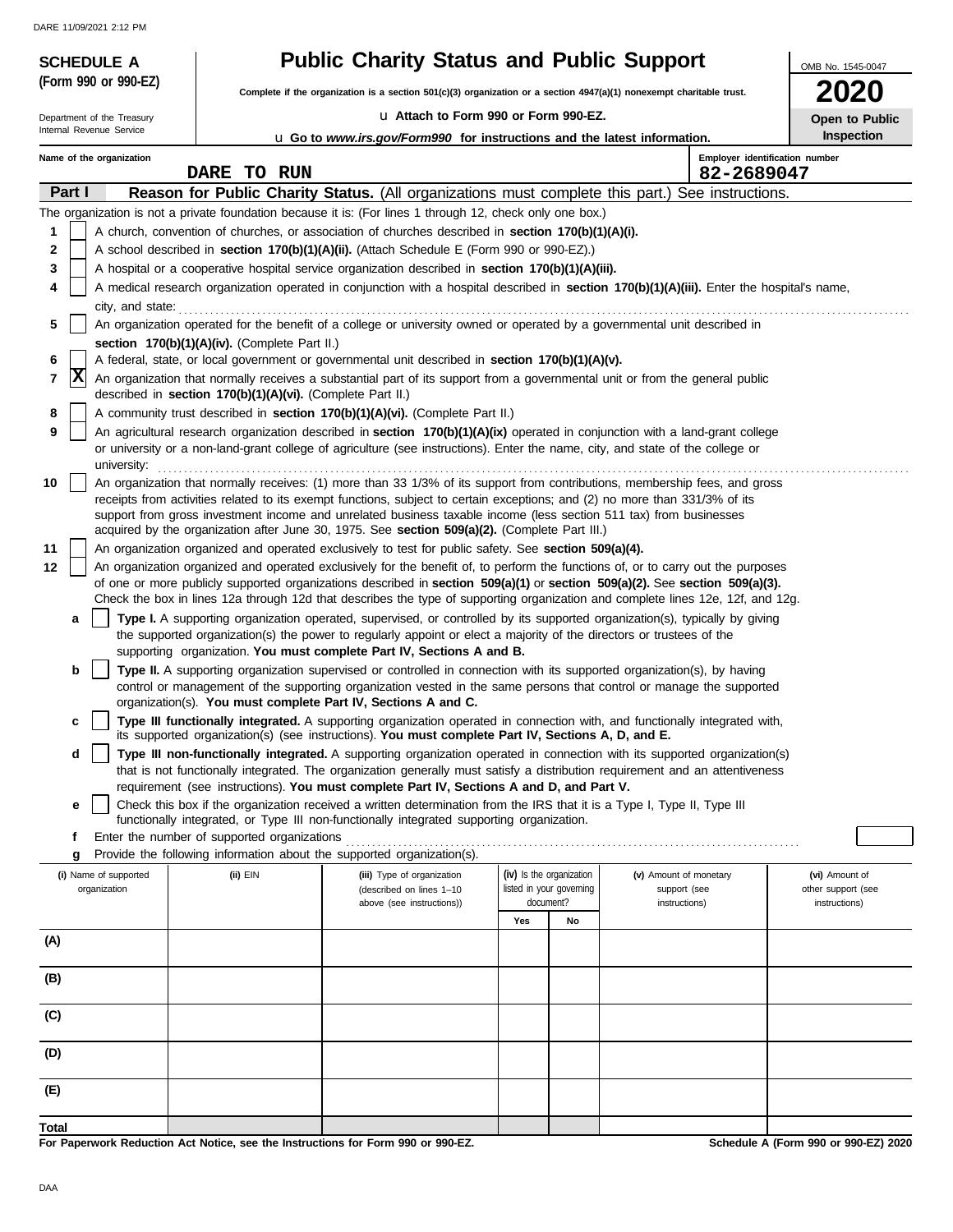DARE 11/09/2021 2:12 PM

**SCHEDULE A**
**(Form 990 or 990-EZ)**

Department of the Treasury
Internal Revenue Service

# Public Charity Status and Public Support

**Complete if the organization is a section 501(c)(3) organization or a section 4947(a)(1) nonexempt charitable trust.**

u **Attach to Form 990 or Form 990-EZ.**

u **Go to *www.irs.gov/Form990* for instructions and the latest information.**

OMB No. 1545-0047

**2020**

**Open to Public Inspection**

Name of the organization: **DARE TO RUN**

Employer identification number: **82-2689047**

## Part I — Reason for Public Charity Status. (All organizations must complete this part.) See instructions.

The organization is not a private foundation because it is: (For lines 1 through 12, check only one box.)

1 [ ] A church, convention of churches, or association of churches described in **section 170(b)(1)(A)(i).**

2 [ ] A school described in **section 170(b)(1)(A)(ii).** (Attach Schedule E (Form 990 or 990-EZ).)

3 [ ] A hospital or a cooperative hospital service organization described in **section 170(b)(1)(A)(iii).**

4 [ ] A medical research organization operated in conjunction with a hospital described in **section 170(b)(1)(A)(iii).** Enter the hospital's name, city, and state:

5 [ ] An organization operated for the benefit of a college or university owned or operated by a governmental unit described in **section 170(b)(1)(A)(iv).** (Complete Part II.)

6 [ ] A federal, state, or local government or governmental unit described in **section 170(b)(1)(A)(v).**

7 [X] An organization that normally receives a substantial part of its support from a governmental unit or from the general public described in **section 170(b)(1)(A)(vi).** (Complete Part II.)

8 [ ] A community trust described in **section 170(b)(1)(A)(vi).** (Complete Part II.)

9 [ ] An agricultural research organization described in **section 170(b)(1)(A)(ix)** operated in conjunction with a land-grant college or university or a non-land-grant college of agriculture (see instructions). Enter the name, city, and state of the college or university:

10 [ ] An organization that normally receives: (1) more than 33 1/3% of its support from contributions, membership fees, and gross receipts from activities related to its exempt functions, subject to certain exceptions; and (2) no more than 331/3% of its support from gross investment income and unrelated business taxable income (less section 511 tax) from businesses acquired by the organization after June 30, 1975. See **section 509(a)(2).** (Complete Part III.)

11 [ ] An organization organized and operated exclusively to test for public safety. See **section 509(a)(4).**

12 [ ] An organization organized and operated exclusively for the benefit of, to perform the functions of, or to carry out the purposes of one or more publicly supported organizations described in **section 509(a)(1)** or **section 509(a)(2).** See **section 509(a)(3).** Check the box in lines 12a through 12d that describes the type of supporting organization and complete lines 12e, 12f, and 12g.

**a** [ ] **Type I.** A supporting organization operated, supervised, or controlled by its supported organization(s), typically by giving the supported organization(s) the power to regularly appoint or elect a majority of the directors or trustees of the supporting organization. **You must complete Part IV, Sections A and B.**

**b** [ ] **Type II.** A supporting organization supervised or controlled in connection with its supported organization(s), by having control or management of the supporting organization vested in the same persons that control or manage the supported organization(s). **You must complete Part IV, Sections A and C.**

**c** [ ] **Type III functionally integrated.** A supporting organization operated in connection with, and functionally integrated with, its supported organization(s) (see instructions). **You must complete Part IV, Sections A, D, and E.**

**d** [ ] **Type III non-functionally integrated.** A supporting organization operated in connection with its supported organization(s) that is not functionally integrated. The organization generally must satisfy a distribution requirement and an attentiveness requirement (see instructions). **You must complete Part IV, Sections A and D, and Part V.**

**e** [ ] Check this box if the organization received a written determination from the IRS that it is a Type I, Type II, Type III functionally integrated, or Type III non-functionally integrated supporting organization.

**f** Enter the number of supported organizations

**g** Provide the following information about the supported organization(s).

| (i) Name of supported organization | (ii) EIN | (iii) Type of organization (described on lines 1–10 above (see instructions)) | (iv) Is the organization listed in your governing document? Yes | No | (v) Amount of monetary support (see instructions) | (vi) Amount of other support (see instructions) |
|---|---|---|---|---|---|---|
| (A) | | | | | | |
| (B) | | | | | | |
| (C) | | | | | | |
| (D) | | | | | | |
| (E) | | | | | | |
| **Total** | | | | | | |

**For Paperwork Reduction Act Notice, see the Instructions for Form 990 or 990-EZ.**

**Schedule A (Form 990 or 990-EZ) 2020**

DAA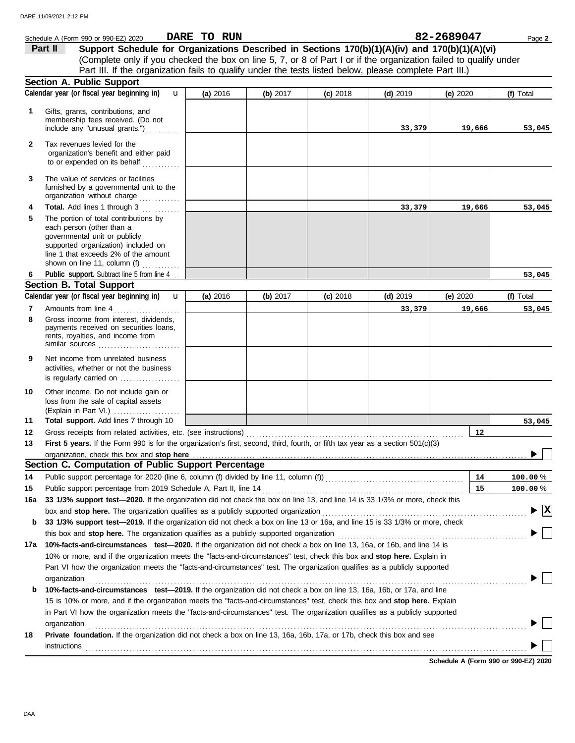Schedule A (Form 990 or 990-EZ) 2020 **DARE TO RUN** **82-2689047**

## Part II Support Schedule for Organizations Described in Sections 170(b)(1)(A)(iv) and 170(b)(1)(A)(vi)

(Complete only if you checked the box on line 5, 7, or 8 of Part I or if the organization failed to qualify under Part III. If the organization fails to qualify under the tests listed below, please complete Part III.)

### Section A. Public Support

| | Calendar year (or fiscal year beginning in) | (a) 2016 | (b) 2017 | (c) 2018 | (d) 2019 | (e) 2020 | (f) Total |
|---|---|---|---|---|---|---|---|
| 1 | Gifts, grants, contributions, and membership fees received. (Do not include any "unusual grants.") | | | | 33,379 | 19,666 | 53,045 |
| 2 | Tax revenues levied for the organization's benefit and either paid to or expended on its behalf | | | | | | |
| 3 | The value of services or facilities furnished by a governmental unit to the organization without charge | | | | | | |
| 4 | **Total.** Add lines 1 through 3 | | | | 33,379 | 19,666 | 53,045 |
| 5 | The portion of total contributions by each person (other than a governmental unit or publicly supported organization) included on line 1 that exceeds 2% of the amount shown on line 11, column (f) | | | | | | |
| 6 | **Public support.** Subtract line 5 from line 4 | | | | | | 53,045 |

### Section B. Total Support

| | Calendar year (or fiscal year beginning in) | (a) 2016 | (b) 2017 | (c) 2018 | (d) 2019 | (e) 2020 | (f) Total |
|---|---|---|---|---|---|---|---|
| 7 | Amounts from line 4 | | | | 33,379 | 19,666 | 53,045 |
| 8 | Gross income from interest, dividends, payments received on securities loans, rents, royalties, and income from similar sources | | | | | | |
| 9 | Net income from unrelated business activities, whether or not the business is regularly carried on | | | | | | |
| 10 | Other income. Do not include gain or loss from the sale of capital assets (Explain in Part VI.) | | | | | | |
| 11 | **Total support.** Add lines 7 through 10 | | | | | | 53,045 |

12 Gross receipts from related activities, etc. (see instructions) | 12 |

13 **First 5 years.** If the Form 990 is for the organization's first, second, third, fourth, or fifth tax year as a section 501(c)(3) organization, check this box and **stop here** ☐

### Section C. Computation of Public Support Percentage

14 Public support percentage for 2020 (line 6, column (f) divided by line 11, column (f)) | 14 | 100.00 %

15 Public support percentage from 2019 Schedule A, Part II, line 14 | 15 | 100.00 %

16a **33 1/3% support test—2020.** If the organization did not check the box on line 13, and line 14 is 33 1/3% or more, check this box and **stop here.** The organization qualifies as a publicly supported organization ☒

b **33 1/3% support test—2019.** If the organization did not check a box on line 13 or 16a, and line 15 is 33 1/3% or more, check this box and **stop here.** The organization qualifies as a publicly supported organization ☐

17a **10%-facts-and-circumstances test—2020.** If the organization did not check a box on line 13, 16a, or 16b, and line 14 is 10% or more, and if the organization meets the "facts-and-circumstances" test, check this box and **stop here.** Explain in Part VI how the organization meets the "facts-and-circumstances" test. The organization qualifies as a publicly supported organization ☐

b **10%-facts-and-circumstances test—2019.** If the organization did not check a box on line 13, 16a, 16b, or 17a, and line 15 is 10% or more, and if the organization meets the "facts-and-circumstances" test, check this box and **stop here.** Explain in Part VI how the organization meets the "facts-and-circumstances" test. The organization qualifies as a publicly supported organization ☐

18 **Private foundation.** If the organization did not check a box on line 13, 16a, 16b, 17a, or 17b, check this box and see instructions ☐

**Schedule A (Form 990 or 990-EZ) 2020**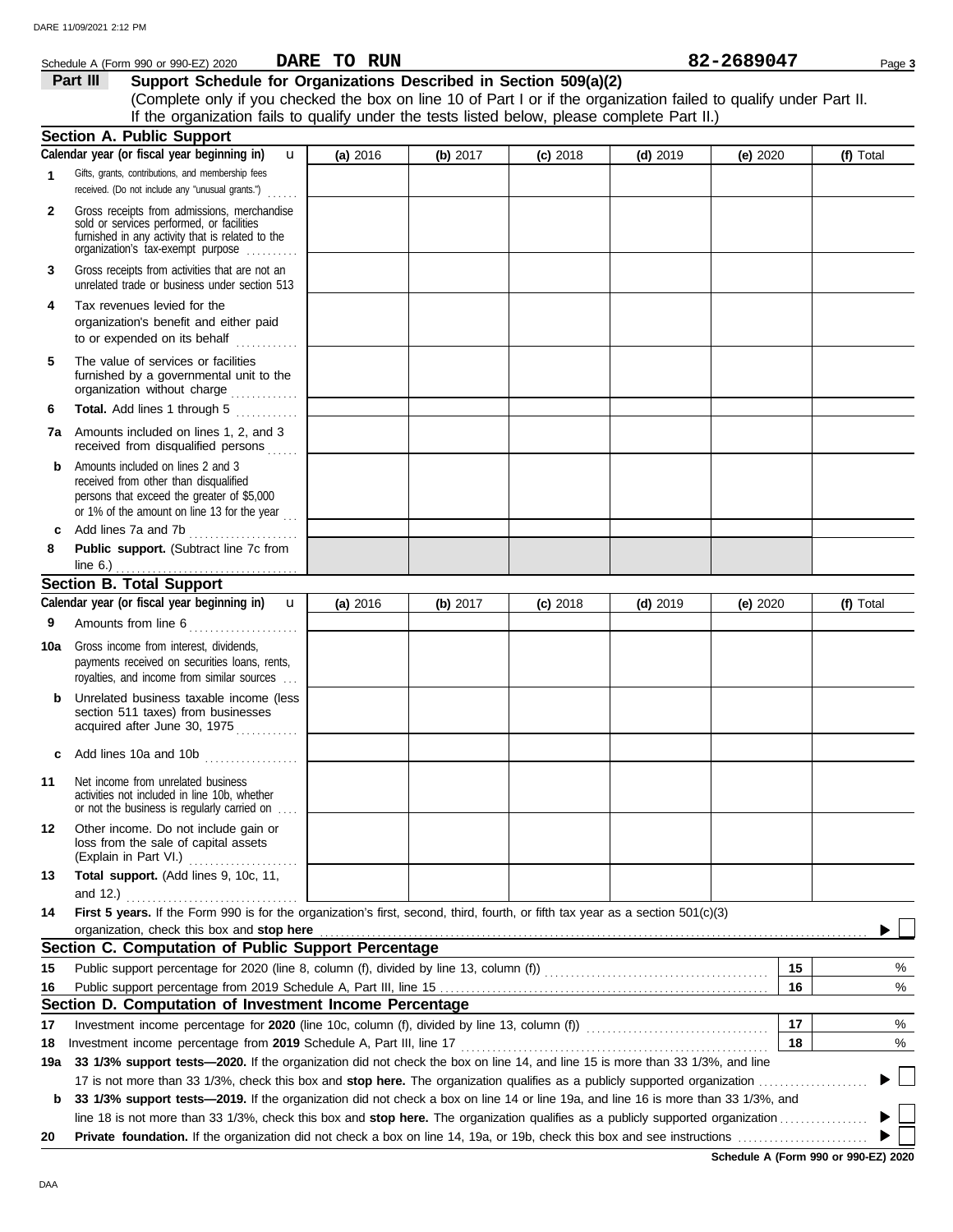Schedule A (Form 990 or 990-EZ) 2020 **DARE TO RUN** **82-2689047** Page **3**

## Part III Support Schedule for Organizations Described in Section 509(a)(2)

(Complete only if you checked the box on line 10 of Part I or if the organization failed to qualify under Part II. If the organization fails to qualify under the tests listed below, please complete Part II.)

### Section A. Public Support

| Calendar year (or fiscal year beginning in) u | (a) 2016 | (b) 2017 | (c) 2018 | (d) 2019 | (e) 2020 | (f) Total |
|---|---|---|---|---|---|---|
| **1** Gifts, grants, contributions, and membership fees received. (Do not include any "unusual grants.") | | | | | | |
| **2** Gross receipts from admissions, merchandise sold or services performed, or facilities furnished in any activity that is related to the organization's tax-exempt purpose | | | | | | |
| **3** Gross receipts from activities that are not an unrelated trade or business under section 513 | | | | | | |
| **4** Tax revenues levied for the organization's benefit and either paid to or expended on its behalf | | | | | | |
| **5** The value of services or facilities furnished by a governmental unit to the organization without charge | | | | | | |
| **6** **Total.** Add lines 1 through 5 | | | | | | |
| **7a** Amounts included on lines 1, 2, and 3 received from disqualified persons | | | | | | |
| **b** Amounts included on lines 2 and 3 received from other than disqualified persons that exceed the greater of $5,000 or 1% of the amount on line 13 for the year | | | | | | |
| **c** Add lines 7a and 7b | | | | | | |
| **8** **Public support.** (Subtract line 7c from line 6.) | | | | | | |

### Section B. Total Support

| Calendar year (or fiscal year beginning in) u | (a) 2016 | (b) 2017 | (c) 2018 | (d) 2019 | (e) 2020 | (f) Total |
|---|---|---|---|---|---|---|
| **9** Amounts from line 6 | | | | | | |
| **10a** Gross income from interest, dividends, payments received on securities loans, rents, royalties, and income from similar sources | | | | | | |
| **b** Unrelated business taxable income (less section 511 taxes) from businesses acquired after June 30, 1975 | | | | | | |
| **c** Add lines 10a and 10b | | | | | | |
| **11** Net income from unrelated business activities not included in line 10b, whether or not the business is regularly carried on | | | | | | |
| **12** Other income. Do not include gain or loss from the sale of capital assets (Explain in Part VI.) | | | | | | |
| **13** **Total support.** (Add lines 9, 10c, 11, and 12.) | | | | | | |

**14** **First 5 years.** If the Form 990 is for the organization's first, second, third, fourth, or fifth tax year as a section 501(c)(3) organization, check this box and **stop here** ▶ ☐

### Section C. Computation of Public Support Percentage

| | | | |
|---|---|---|---|
| **15** | Public support percentage for 2020 (line 8, column (f), divided by line 13, column (f)) | **15** | % |
| **16** | Public support percentage from 2019 Schedule A, Part III, line 15 | **16** | % |

### Section D. Computation of Investment Income Percentage

| | | | |
|---|---|---|---|
| **17** | Investment income percentage for **2020** (line 10c, column (f), divided by line 13, column (f)) | **17** | % |
| **18** | Investment income percentage from **2019** Schedule A, Part III, line 17 | **18** | % |

**19a** **33 1/3% support tests—2020.** If the organization did not check the box on line 14, and line 15 is more than 33 1/3%, and line 17 is not more than 33 1/3%, check this box and **stop here.** The organization qualifies as a publicly supported organization ▶ ☐

**b** **33 1/3% support tests—2019.** If the organization did not check a box on line 14 or line 19a, and line 16 is more than 33 1/3%, and line 18 is not more than 33 1/3%, check this box and **stop here.** The organization qualifies as a publicly supported organization ▶ ☐

**20** **Private foundation.** If the organization did not check a box on line 14, 19a, or 19b, check this box and see instructions ▶ ☐

**Schedule A (Form 990 or 990-EZ) 2020**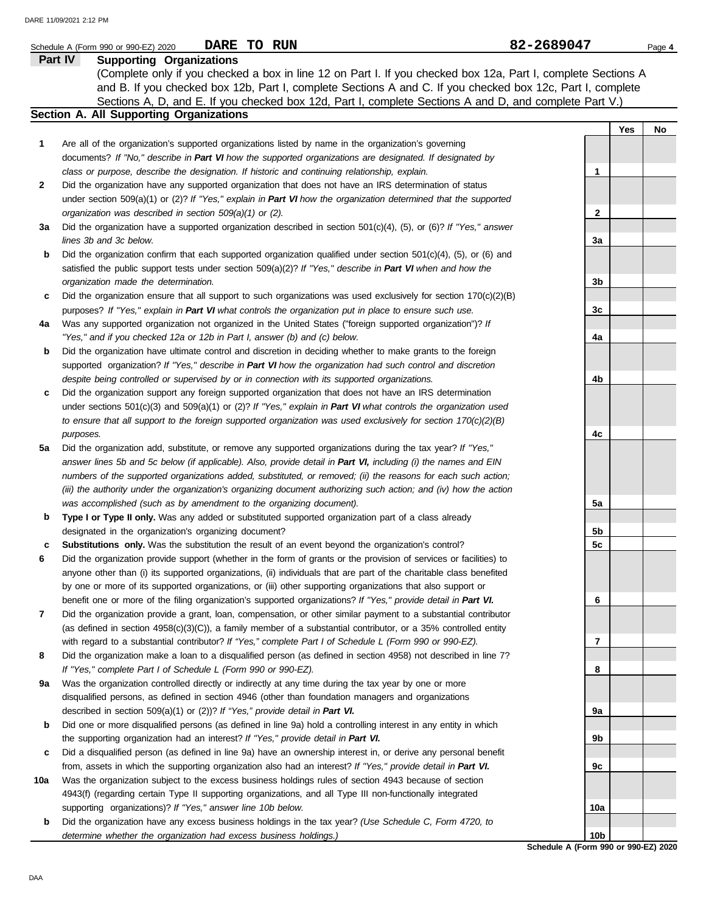Schedule A (Form 990 or 990-EZ) 2020 **DARE TO RUN** **82-2689047** Page **4**

## Part IV Supporting Organizations

(Complete only if you checked a box in line 12 on Part I. If you checked box 12a, Part I, complete Sections A and B. If you checked box 12b, Part I, complete Sections A and C. If you checked box 12c, Part I, complete Sections A, D, and E. If you checked box 12d, Part I, complete Sections A and D, and complete Part V.)

### Section A. All Supporting Organizations

| | | | Yes | No |
|---|---|---|---|---|
| **1** | Are all of the organization's supported organizations listed by name in the organization's governing documents? *If "No," describe in **Part VI** how the supported organizations are designated. If designated by class or purpose, describe the designation. If historic and continuing relationship, explain.* | 1 | | |
| **2** | Did the organization have any supported organization that does not have an IRS determination of status under section 509(a)(1) or (2)? *If "Yes," explain in **Part VI** how the organization determined that the supported organization was described in section 509(a)(1) or (2).* | 2 | | |
| **3a** | Did the organization have a supported organization described in section 501(c)(4), (5), or (6)? *If "Yes," answer lines 3b and 3c below.* | 3a | | |
| **b** | Did the organization confirm that each supported organization qualified under section 501(c)(4), (5), or (6) and satisfied the public support tests under section 509(a)(2)? *If "Yes," describe in **Part VI** when and how the organization made the determination.* | 3b | | |
| **c** | Did the organization ensure that all support to such organizations was used exclusively for section 170(c)(2)(B) purposes? *If "Yes," explain in **Part VI** what controls the organization put in place to ensure such use.* | 3c | | |
| **4a** | Was any supported organization not organized in the United States ("foreign supported organization")? *If "Yes," and if you checked 12a or 12b in Part I, answer (b) and (c) below.* | 4a | | |
| **b** | Did the organization have ultimate control and discretion in deciding whether to make grants to the foreign supported organization? *If "Yes," describe in **Part VI** how the organization had such control and discretion despite being controlled or supervised by or in connection with its supported organizations.* | 4b | | |
| **c** | Did the organization support any foreign supported organization that does not have an IRS determination under sections 501(c)(3) and 509(a)(1) or (2)? *If "Yes," explain in **Part VI** what controls the organization used to ensure that all support to the foreign supported organization was used exclusively for section 170(c)(2)(B) purposes.* | 4c | | |
| **5a** | Did the organization add, substitute, or remove any supported organizations during the tax year? *If "Yes," answer lines 5b and 5c below (if applicable). Also, provide detail in **Part VI,** including (i) the names and EIN numbers of the supported organizations added, substituted, or removed; (ii) the reasons for each such action; (iii) the authority under the organization's organizing document authorizing such action; and (iv) how the action was accomplished (such as by amendment to the organizing document).* | 5a | | |
| **b** | **Type I or Type II only.** Was any added or substituted supported organization part of a class already designated in the organization's organizing document? | 5b | | |
| **c** | **Substitutions only.** Was the substitution the result of an event beyond the organization's control? | 5c | | |
| **6** | Did the organization provide support (whether in the form of grants or the provision of services or facilities) to anyone other than (i) its supported organizations, (ii) individuals that are part of the charitable class benefited by one or more of its supported organizations, or (iii) other supporting organizations that also support or benefit one or more of the filing organization's supported organizations? *If "Yes," provide detail in **Part VI.*** | 6 | | |
| **7** | Did the organization provide a grant, loan, compensation, or other similar payment to a substantial contributor (as defined in section 4958(c)(3)(C)), a family member of a substantial contributor, or a 35% controlled entity with regard to a substantial contributor? *If "Yes," complete Part I of Schedule L (Form 990 or 990-EZ).* | 7 | | |
| **8** | Did the organization make a loan to a disqualified person (as defined in section 4958) not described in line 7? *If "Yes," complete Part I of Schedule L (Form 990 or 990-EZ).* | 8 | | |
| **9a** | Was the organization controlled directly or indirectly at any time during the tax year by one or more disqualified persons, as defined in section 4946 (other than foundation managers and organizations described in section 509(a)(1) or (2))? *If "Yes," provide detail in **Part VI.*** | 9a | | |
| **b** | Did one or more disqualified persons (as defined in line 9a) hold a controlling interest in any entity in which the supporting organization had an interest? *If "Yes," provide detail in **Part VI.*** | 9b | | |
| **c** | Did a disqualified person (as defined in line 9a) have an ownership interest in, or derive any personal benefit from, assets in which the supporting organization also had an interest? *If "Yes," provide detail in **Part VI.*** | 9c | | |
| **10a** | Was the organization subject to the excess business holdings rules of section 4943 because of section 4943(f) (regarding certain Type II supporting organizations, and all Type III non-functionally integrated supporting organizations)? *If "Yes," answer line 10b below.* | 10a | | |
| **b** | Did the organization have any excess business holdings in the tax year? *(Use Schedule C, Form 4720, to determine whether the organization had excess business holdings.)* | 10b | | |

**Schedule A (Form 990 or 990-EZ) 2020**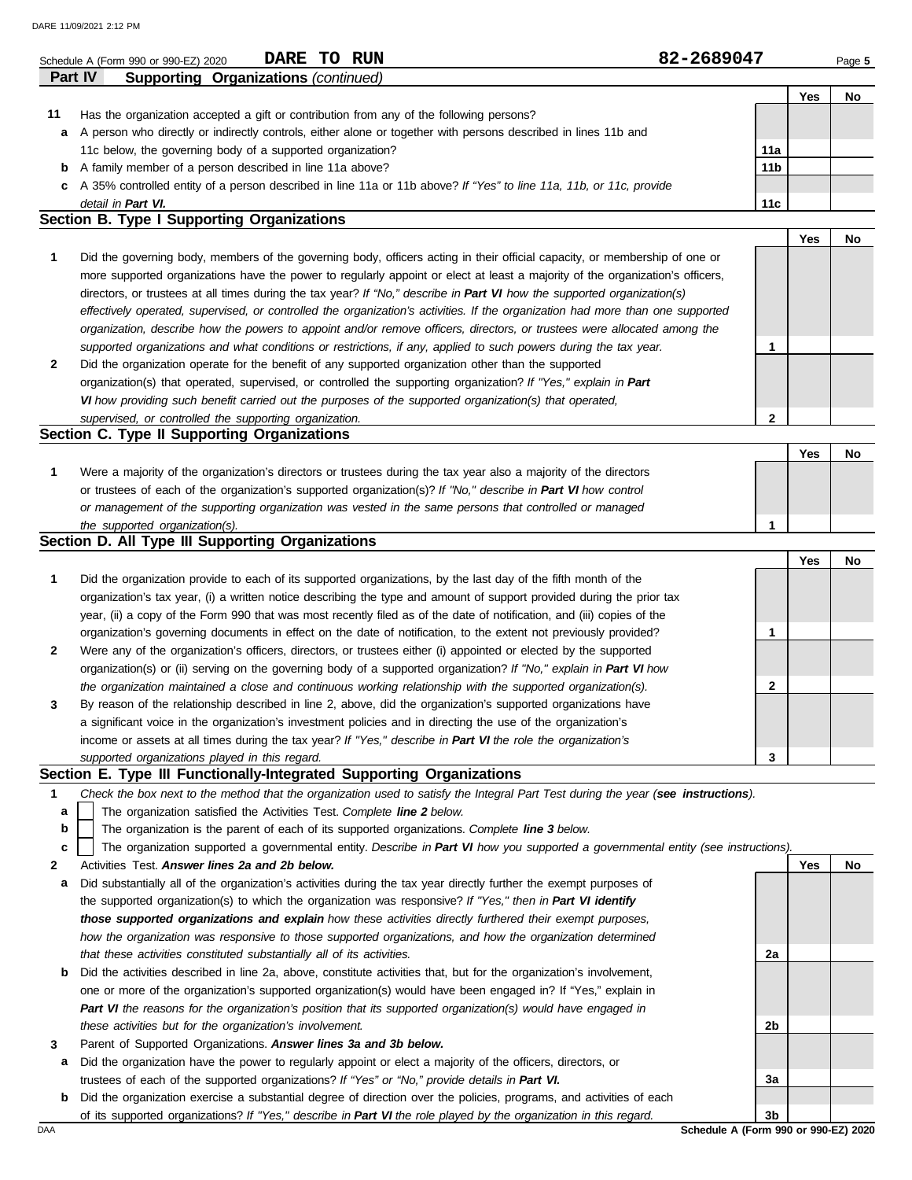Schedule A (Form 990 or 990-EZ) 2020 **DARE TO RUN** **82-2689047**

## Part IV Supporting Organizations *(continued)*

| | | | Yes | No |
|---|---|---|---|---|
| **11** | Has the organization accepted a gift or contribution from any of the following persons? | | | |
| **a** | A person who directly or indirectly controls, either alone or together with persons described in lines 11b and 11c below, the governing body of a supported organization? | **11a** | | |
| **b** | A family member of a person described in line 11a above? | **11b** | | |
| **c** | A 35% controlled entity of a person described in line 11a or 11b above? *If "Yes" to line 11a, 11b, or 11c, provide detail in* ***Part VI.*** | **11c** | | |

### Section B. Type I Supporting Organizations

| | | | Yes | No |
|---|---|---|---|---|
| **1** | Did the governing body, members of the governing body, officers acting in their official capacity, or membership of one or more supported organizations have the power to regularly appoint or elect at least a majority of the organization's officers, directors, or trustees at all times during the tax year? *If "No," describe in* ***Part VI*** *how the supported organization(s) effectively operated, supervised, or controlled the organization's activities. If the organization had more than one supported organization, describe how the powers to appoint and/or remove officers, directors, or trustees were allocated among the supported organizations and what conditions or restrictions, if any, applied to such powers during the tax year.* | **1** | | |
| **2** | Did the organization operate for the benefit of any supported organization other than the supported organization(s) that operated, supervised, or controlled the supporting organization? *If "Yes," explain in* ***Part VI*** *how providing such benefit carried out the purposes of the supported organization(s) that operated, supervised, or controlled the supporting organization.* | **2** | | |

### Section C. Type II Supporting Organizations

| | | | Yes | No |
|---|---|---|---|---|
| **1** | Were a majority of the organization's directors or trustees during the tax year also a majority of the directors or trustees of each of the organization's supported organization(s)? *If "No," describe in* ***Part VI*** *how control or management of the supporting organization was vested in the same persons that controlled or managed the supported organization(s).* | **1** | | |

### Section D. All Type III Supporting Organizations

| | | | Yes | No |
|---|---|---|---|---|
| **1** | Did the organization provide to each of its supported organizations, by the last day of the fifth month of the organization's tax year, (i) a written notice describing the type and amount of support provided during the prior tax year, (ii) a copy of the Form 990 that was most recently filed as of the date of notification, and (iii) copies of the organization's governing documents in effect on the date of notification, to the extent not previously provided? | **1** | | |
| **2** | Were any of the organization's officers, directors, or trustees either (i) appointed or elected by the supported organization(s) or (ii) serving on the governing body of a supported organization? *If "No," explain in* ***Part VI*** *how the organization maintained a close and continuous working relationship with the supported organization(s).* | **2** | | |
| **3** | By reason of the relationship described in line 2, above, did the organization's supported organizations have a significant voice in the organization's investment policies and in directing the use of the organization's income or assets at all times during the tax year? *If "Yes," describe in* ***Part VI*** *the role the organization's supported organizations played in this regard.* | **3** | | |

### Section E. Type III Functionally-Integrated Supporting Organizations

**1** *Check the box next to the method that the organization used to satisfy the Integral Part Test during the year (****see instructions****).*

- **a** ☐ The organization satisfied the Activities Test. *Complete* ***line 2*** *below.*
- **b** ☐ The organization is the parent of each of its supported organizations. *Complete* ***line 3*** *below.*
- **c** ☐ The organization supported a governmental entity. *Describe in* ***Part VI*** *how you supported a governmental entity (see instructions).*

| | | | Yes | No |
|---|---|---|---|---|
| **2** | Activities Test. ***Answer lines 2a and 2b below.*** | | | |
| **a** | Did substantially all of the organization's activities during the tax year directly further the exempt purposes of the supported organization(s) to which the organization was responsive? *If "Yes," then in* ***Part VI identify those supported organizations and explain*** *how these activities directly furthered their exempt purposes, how the organization was responsive to those supported organizations, and how the organization determined that these activities constituted substantially all of its activities.* | **2a** | | |
| **b** | Did the activities described in line 2a, above, constitute activities that, but for the organization's involvement, one or more of the organization's supported organization(s) would have been engaged in? If "Yes," explain in ***Part VI*** *the reasons for the organization's position that its supported organization(s) would have engaged in these activities but for the organization's involvement.* | **2b** | | |
| **3** | Parent of Supported Organizations. ***Answer lines 3a and 3b below.*** | | | |
| **a** | Did the organization have the power to regularly appoint or elect a majority of the officers, directors, or trustees of each of the supported organizations? *If "Yes" or "No," provide details in* ***Part VI.*** | **3a** | | |
| **b** | Did the organization exercise a substantial degree of direction over the policies, programs, and activities of each of its supported organizations? *If "Yes," describe in* ***Part VI*** *the role played by the organization in this regard.* | **3b** | | |

**Schedule A (Form 990 or 990-EZ) 2020**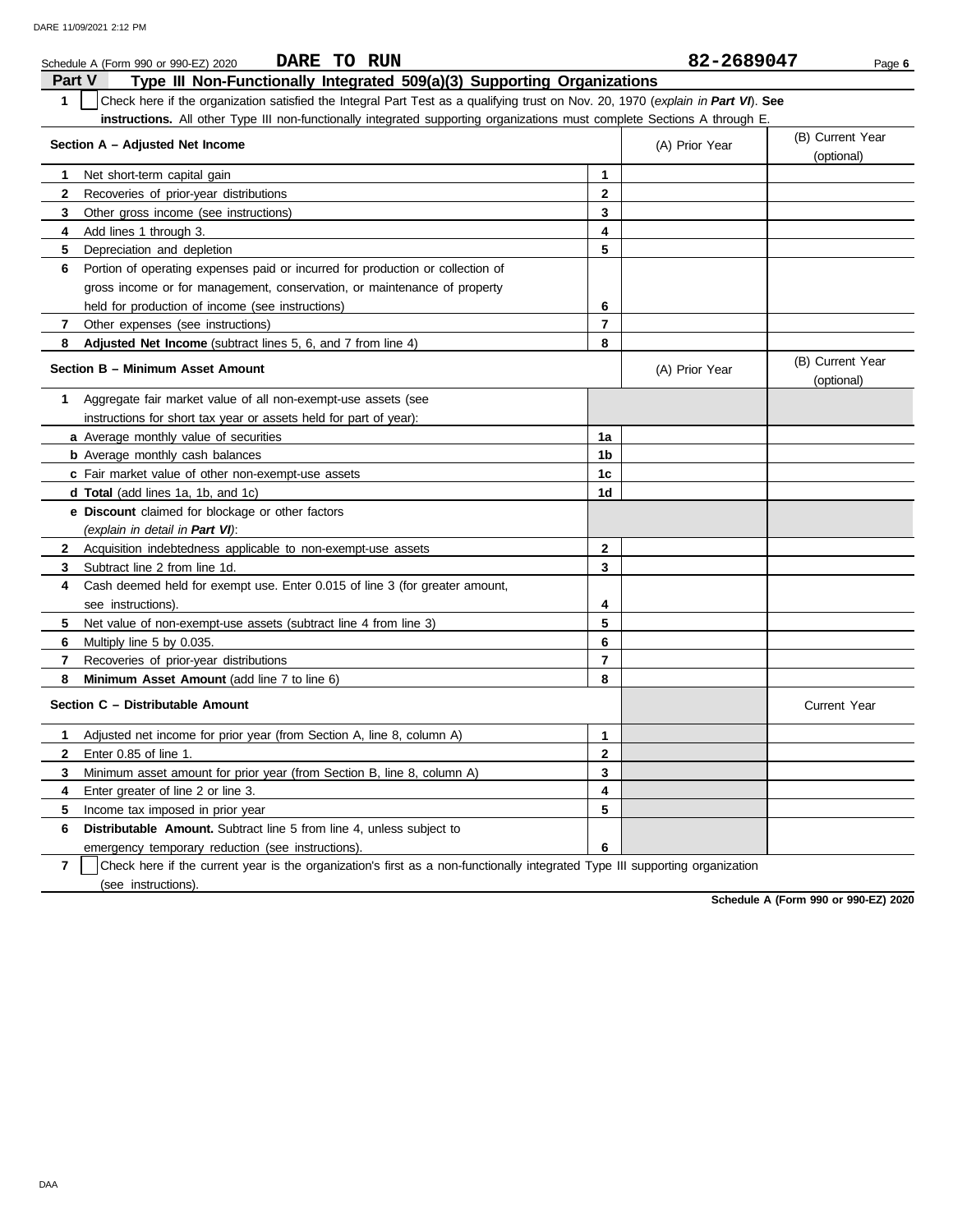Schedule A (Form 990 or 990-EZ) 2020 **DARE TO RUN** **82-2689047**

## Part V Type III Non-Functionally Integrated 509(a)(3) Supporting Organizations

**1** ☐ Check here if the organization satisfied the Integral Part Test as a qualifying trust on Nov. 20, 1970 (*explain in **Part VI***). **See instructions.** All other Type III non-functionally integrated supporting organizations must complete Sections A through E.

| **Section A – Adjusted Net Income** | | (A) Prior Year | (B) Current Year (optional) |
|---|---|---|---|
| **1** Net short-term capital gain | 1 | | |
| **2** Recoveries of prior-year distributions | 2 | | |
| **3** Other gross income (see instructions) | 3 | | |
| **4** Add lines 1 through 3. | 4 | | |
| **5** Depreciation and depletion | 5 | | |
| **6** Portion of operating expenses paid or incurred for production or collection of gross income or for management, conservation, or maintenance of property held for production of income (see instructions) | 6 | | |
| **7** Other expenses (see instructions) | 7 | | |
| **8** **Adjusted Net Income** (subtract lines 5, 6, and 7 from line 4) | 8 | | |

| **Section B – Minimum Asset Amount** | | (A) Prior Year | (B) Current Year (optional) |
|---|---|---|---|
| **1** Aggregate fair market value of all non-exempt-use assets (see instructions for short tax year or assets held for part of year): | | | |
| **a** Average monthly value of securities | 1a | | |
| **b** Average monthly cash balances | 1b | | |
| **c** Fair market value of other non-exempt-use assets | 1c | | |
| **d Total** (add lines 1a, 1b, and 1c) | 1d | | |
| **e Discount** claimed for blockage or other factors (*explain in detail in **Part VI***): | | | |
| **2** Acquisition indebtedness applicable to non-exempt-use assets | 2 | | |
| **3** Subtract line 2 from line 1d. | 3 | | |
| **4** Cash deemed held for exempt use. Enter 0.015 of line 3 (for greater amount, see instructions). | 4 | | |
| **5** Net value of non-exempt-use assets (subtract line 4 from line 3) | 5 | | |
| **6** Multiply line 5 by 0.035. | 6 | | |
| **7** Recoveries of prior-year distributions | 7 | | |
| **8** **Minimum Asset Amount** (add line 7 to line 6) | 8 | | |

| **Section C – Distributable Amount** | | | Current Year |
|---|---|---|---|
| **1** Adjusted net income for prior year (from Section A, line 8, column A) | 1 | | |
| **2** Enter 0.85 of line 1. | 2 | | |
| **3** Minimum asset amount for prior year (from Section B, line 8, column A) | 3 | | |
| **4** Enter greater of line 2 or line 3. | 4 | | |
| **5** Income tax imposed in prior year | 5 | | |
| **6** **Distributable Amount.** Subtract line 5 from line 4, unless subject to emergency temporary reduction (see instructions). | 6 | | |

**7** ☐ Check here if the current year is the organization's first as a non-functionally integrated Type III supporting organization (see instructions).

**Schedule A (Form 990 or 990-EZ) 2020**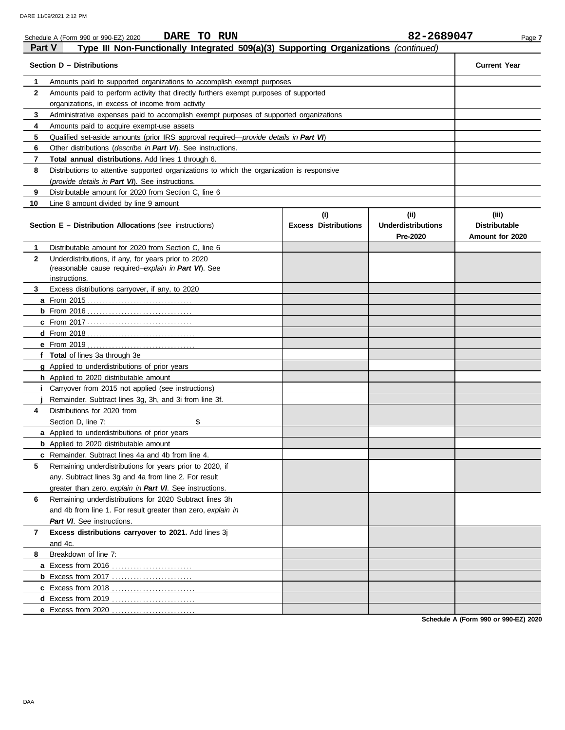Schedule A (Form 990 or 990-EZ) 2020 **DARE TO RUN** **82-2689047**

## Part V — Type III Non-Functionally Integrated 509(a)(3) Supporting Organizations *(continued)*

| Section D – Distributions | | Current Year |
|---|---|---|
| 1 | Amounts paid to supported organizations to accomplish exempt purposes | |
| 2 | Amounts paid to perform activity that directly furthers exempt purposes of supported organizations, in excess of income from activity | |
| 3 | Administrative expenses paid to accomplish exempt purposes of supported organizations | |
| 4 | Amounts paid to acquire exempt-use assets | |
| 5 | Qualified set-aside amounts (prior IRS approval required—*provide details in **Part VI***) | |
| 6 | Other distributions (*describe in **Part VI***). See instructions. | |
| 7 | **Total annual distributions.** Add lines 1 through 6. | |
| 8 | Distributions to attentive supported organizations to which the organization is responsive (*provide details in **Part VI***). See instructions. | |
| 9 | Distributable amount for 2020 from Section C, line 6 | |
| 10 | Line 8 amount divided by line 9 amount | |

| Section E – Distribution Allocations (see instructions) | | (i) Excess Distributions | (ii) Underdistributions Pre-2020 | (iii) Distributable Amount for 2020 |
|---|---|---|---|---|
| 1 | Distributable amount for 2020 from Section C, line 6 | | | |
| 2 | Underdistributions, if any, for years prior to 2020 (reasonable cause required–*explain in **Part VI***). See instructions. | | | |
| 3 | Excess distributions carryover, if any, to 2020 | | | |
| a | From 2015 | | | |
| b | From 2016 | | | |
| c | From 2017 | | | |
| d | From 2018 | | | |
| e | From 2019 | | | |
| f | **Total** of lines 3a through 3e | | | |
| g | Applied to underdistributions of prior years | | | |
| h | Applied to 2020 distributable amount | | | |
| i | Carryover from 2015 not applied (see instructions) | | | |
| j | Remainder. Subtract lines 3g, 3h, and 3i from line 3f. | | | |
| 4 | Distributions for 2020 from Section D, line 7: $ | | | |
| a | Applied to underdistributions of prior years | | | |
| b | Applied to 2020 distributable amount | | | |
| c | Remainder. Subtract lines 4a and 4b from line 4. | | | |
| 5 | Remaining underdistributions for years prior to 2020, if any. Subtract lines 3g and 4a from line 2. For result greater than zero, *explain in **Part VI***. See instructions. | | | |
| 6 | Remaining underdistributions for 2020 Subtract lines 3h and 4b from line 1. For result greater than zero, *explain in **Part VI***. See instructions. | | | |
| 7 | **Excess distributions carryover to 2021.** Add lines 3j and 4c. | | | |
| 8 | Breakdown of line 7: | | | |
| a | Excess from 2016 | | | |
| b | Excess from 2017 | | | |
| c | Excess from 2018 | | | |
| d | Excess from 2019 | | | |
| e | Excess from 2020 | | | |

**Schedule A (Form 990 or 990-EZ) 2020**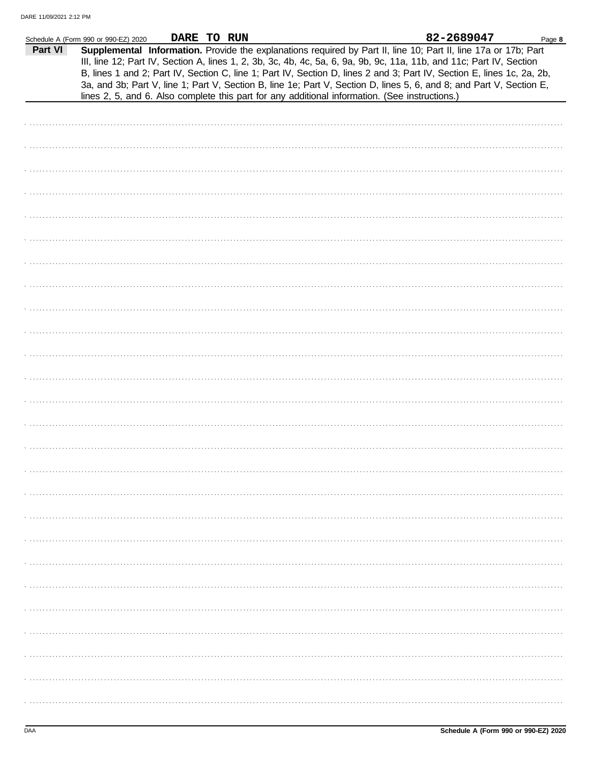Schedule A (Form 990 or 990-EZ) 2020 **DARE TO RUN** **82-2689047**

**Part VI** **Supplemental Information.** Provide the explanations required by Part II, line 10; Part II, line 17a or 17b; Part III, line 12; Part IV, Section A, lines 1, 2, 3b, 3c, 4b, 4c, 5a, 6, 9a, 9b, 9c, 11a, 11b, and 11c; Part IV, Section B, lines 1 and 2; Part IV, Section C, line 1; Part IV, Section D, lines 2 and 3; Part IV, Section E, lines 1c, 2a, 2b, 3a, and 3b; Part V, line 1; Part V, Section B, line 1e; Part V, Section D, lines 5, 6, and 8; and Part V, Section E, lines 2, 5, and 6. Also complete this part for any additional information. (See instructions.)

**Schedule A (Form 990 or 990-EZ) 2020**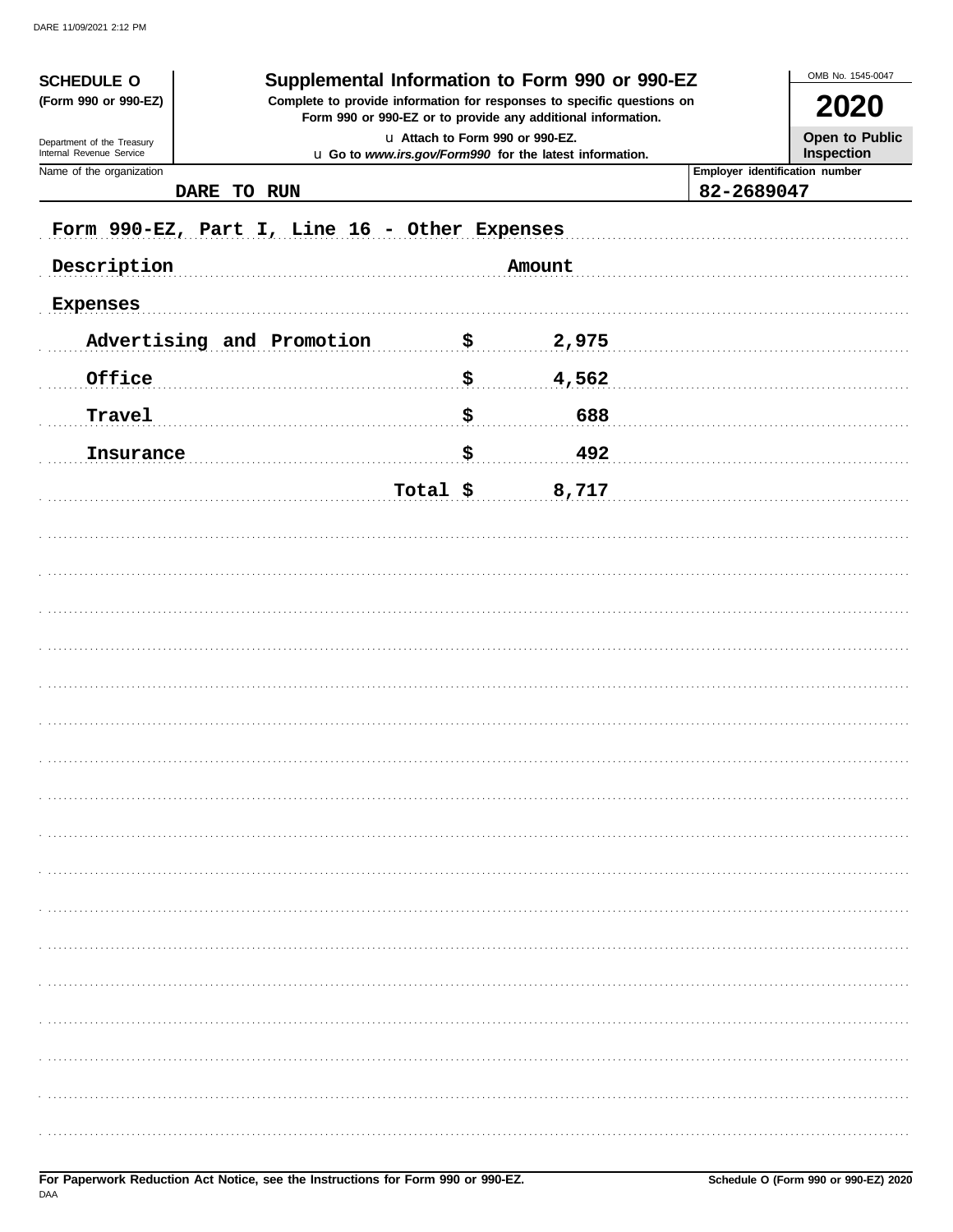**SCHEDULE O**
**(Form 990 or 990-EZ)**

Department of the Treasury
Internal Revenue Service

# Supplemental Information to Form 990 or 990-EZ

**Complete to provide information for responses to specific questions on Form 990 or 990-EZ or to provide any additional information.**

u Attach to Form 990 or 990-EZ.
u Go to *www.irs.gov/Form990* for the latest information.

OMB No. 1545-0047

**2020**

**Open to Public Inspection**

| Name of the organization | Employer identification number |
|---|---|
| DARE TO RUN | 82-2689047 |

Form 990-EZ, Part I, Line 16 - Other Expenses

| Description | | Amount |
|---|---|---|
| Expenses | | |
| Advertising and Promotion | $ | 2,975 |
| Office | $ | 4,562 |
| Travel | $ | 688 |
| Insurance | $ | 492 |
| | Total $ | 8,717 |

**For Paperwork Reduction Act Notice, see the Instructions for Form 990 or 990-EZ.**
DAA
**Schedule O (Form 990 or 990-EZ) 2020**